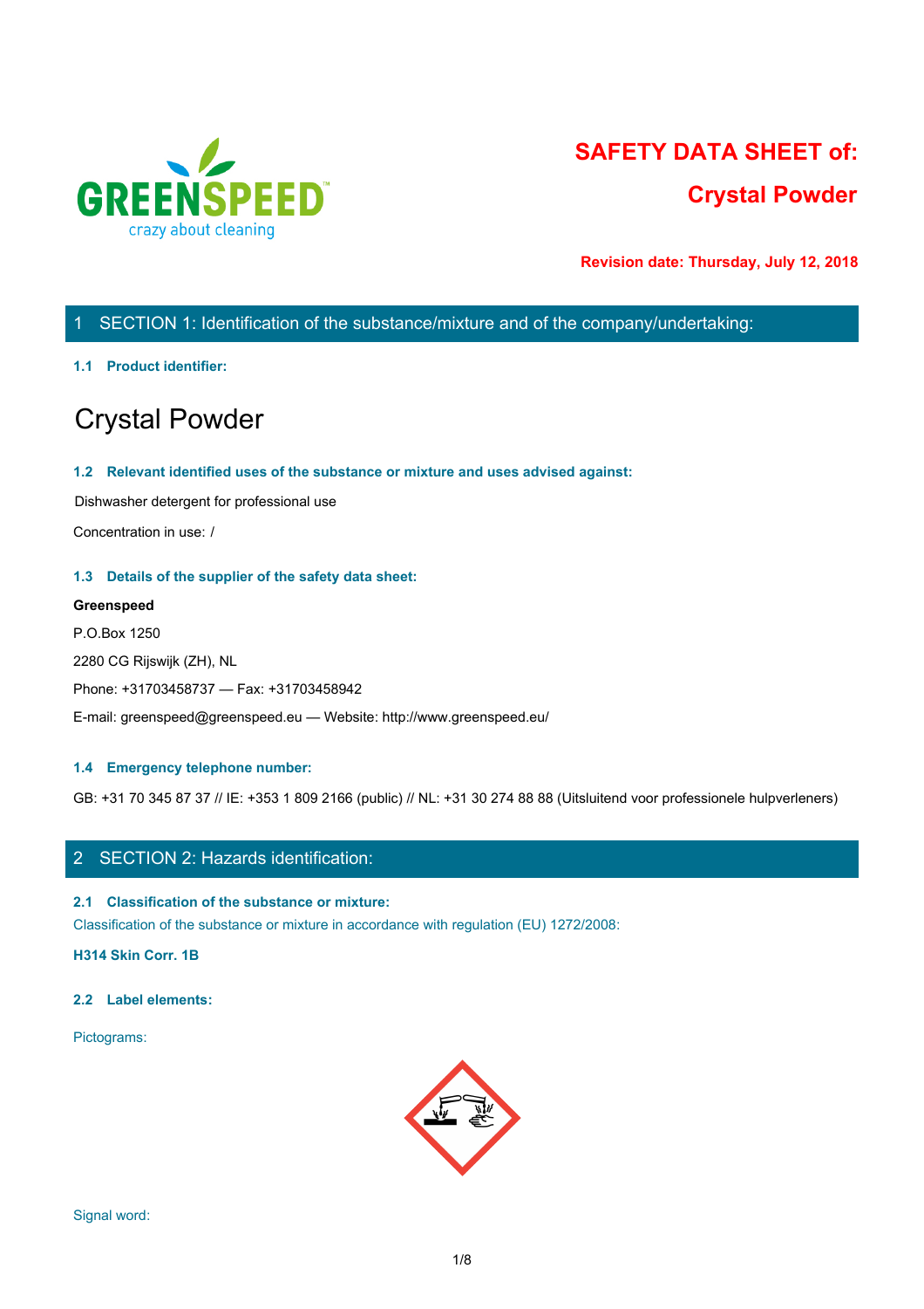# SAFETY DATA SHEET of:

## Crystal Powder

**Revision date: Thursday, July 12, 2018**

## 1 SECTION 1: Identification of the substance/mixture and of the company/undertaking:

### 1.1 Product identifier:

# Crystal Powder

### 1.2 Relevant identified uses of the substance or mixture and uses advised against:

Dishwasher detergent for professional use

Concentration in use: /

### 1.3 Details of the supplier of the safety data sheet:

**Greenspeed**

P.O.Box 1250

2280 CG Rijswijk (ZH), NL

Phone: +31703458737 — Fax: +31703458942

E-mail: greenspeed@greenspeed.eu — Website: http://www.greenspeed.eu/

### 1.4 Emergency telephone number:

GB: +31 70 345 87 37 // IE: +353 1 809 2166 (public) // NL: +31 30 274 88 88 (Uitsluitend voor professionele hulpverleners)

## 2 SECTION 2: Hazards identification:

### 2.1 Classification of the substance or mixture:

Classification of the substance or mixture in accordance with regulation (EU) 1272/2008:

**H314 Skin Corr. 1B**

### 2.2 Label elements:

Pictograms:

Signal word: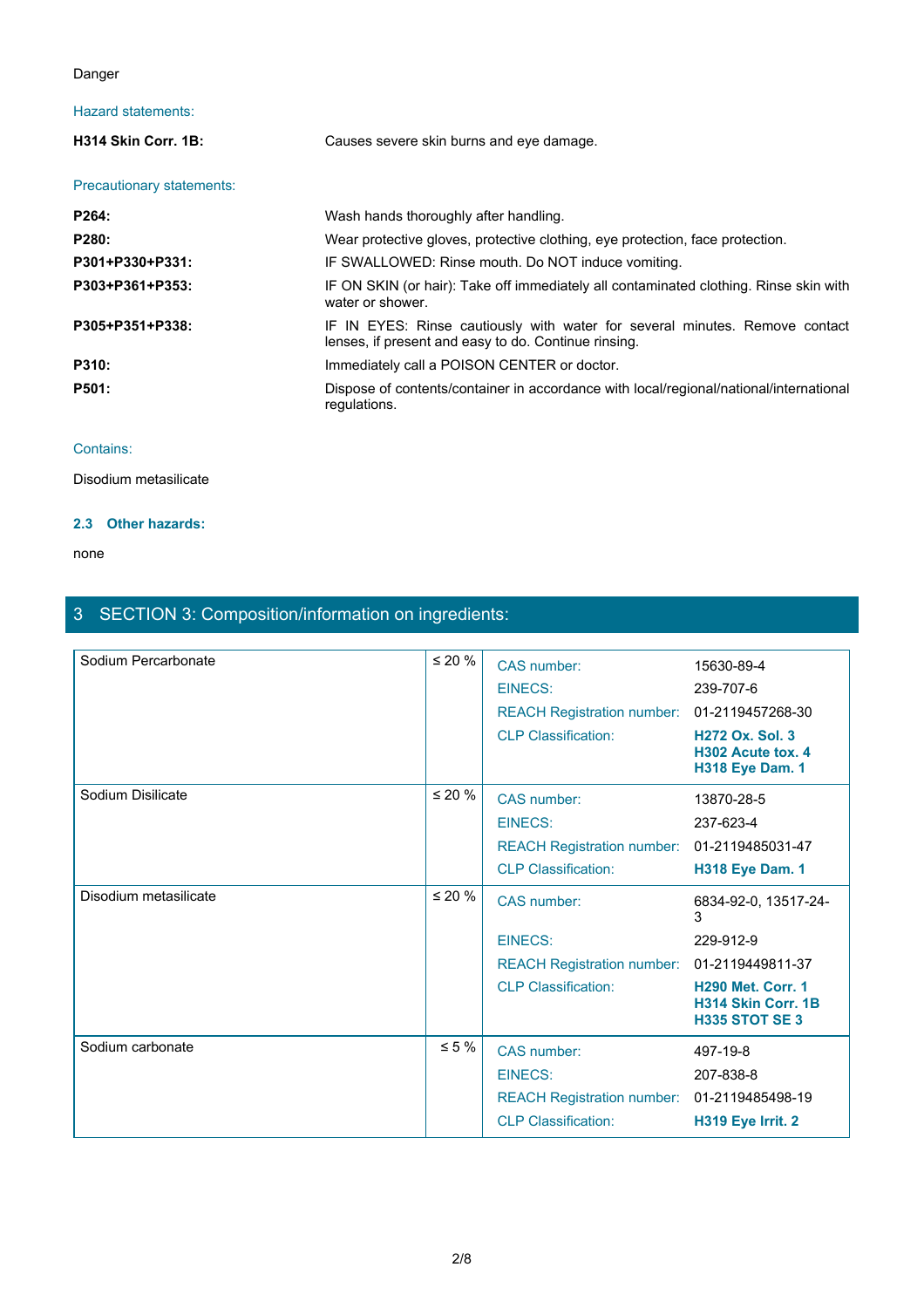Danger

Hazard statements:

| | |
|---|---|
| **H314 Skin Corr. 1B:** | Causes severe skin burns and eye damage. |

Precautionary statements:

| | |
|---|---|
| **P264:** | Wash hands thoroughly after handling. |
| **P280:** | Wear protective gloves, protective clothing, eye protection, face protection. |
| **P301+P330+P331:** | IF SWALLOWED: Rinse mouth. Do NOT induce vomiting. |
| **P303+P361+P353:** | IF ON SKIN (or hair): Take off immediately all contaminated clothing. Rinse skin with water or shower. |
| **P305+P351+P338:** | IF IN EYES: Rinse cautiously with water for several minutes. Remove contact lenses, if present and easy to do. Continue rinsing. |
| **P310:** | Immediately call a POISON CENTER or doctor. |
| **P501:** | Dispose of contents/container in accordance with local/regional/national/international regulations. |

Contains:

Disodium metasilicate

### 2.3 Other hazards:

none

## 3 SECTION 3: Composition/information on ingredients:

| Substance | Concentration | Identifier | Value |
|---|---|---|---|
| Sodium Percarbonate | ≤ 20 % | CAS number: | 15630-89-4 |
| | | EINECS: | 239-707-6 |
| | | REACH Registration number: | 01-2119457268-30 |
| | | CLP Classification: | **H272 Ox. Sol. 3**<br>**H302 Acute tox. 4**<br>**H318 Eye Dam. 1** |
| Sodium Disilicate | ≤ 20 % | CAS number: | 13870-28-5 |
| | | EINECS: | 237-623-4 |
| | | REACH Registration number: | 01-2119485031-47 |
| | | CLP Classification: | **H318 Eye Dam. 1** |
| Disodium metasilicate | ≤ 20 % | CAS number: | 6834-92-0, 13517-24-3 |
| | | EINECS: | 229-912-9 |
| | | REACH Registration number: | 01-2119449811-37 |
| | | CLP Classification: | **H290 Met. Corr. 1**<br>**H314 Skin Corr. 1B**<br>**H335 STOT SE 3** |
| Sodium carbonate | ≤ 5 % | CAS number: | 497-19-8 |
| | | EINECS: | 207-838-8 |
| | | REACH Registration number: | 01-2119485498-19 |
| | | CLP Classification: | **H319 Eye Irrit. 2** |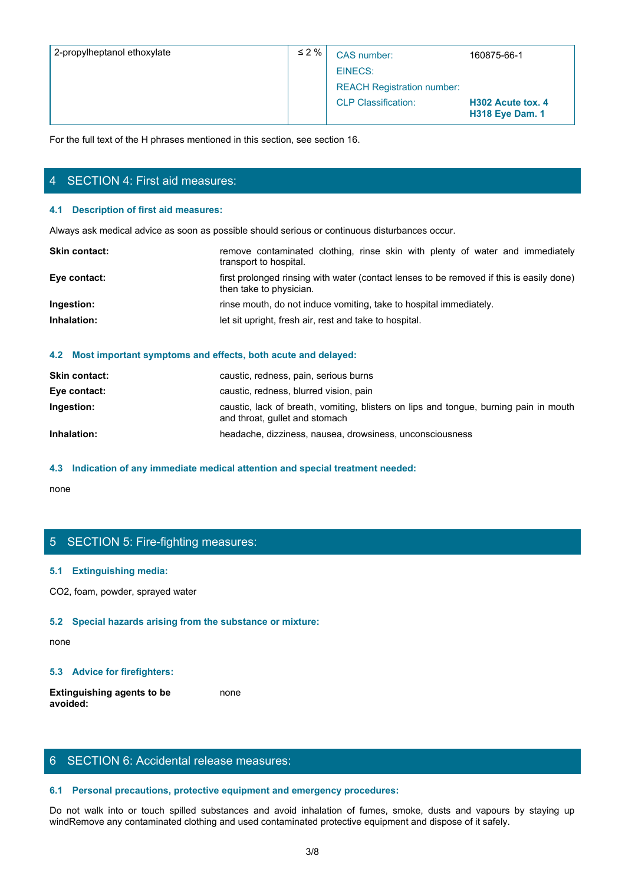| 2-propylheptanol ethoxylate | ≤ 2 % | CAS number: | 160875-66-1 |
|---|---|---|---|
| | | EINECS: | |
| | | REACH Registration number: | |
| | | CLP Classification: | **H302 Acute tox. 4**<br>**H318 Eye Dam. 1** |

For the full text of the H phrases mentioned in this section, see section 16.

## 4 SECTION 4: First aid measures:

### 4.1 Description of first aid measures:

Always ask medical advice as soon as possible should serious or continuous disturbances occur.

**Skin contact:** remove contaminated clothing, rinse skin with plenty of water and immediately transport to hospital.

**Eye contact:** first prolonged rinsing with water (contact lenses to be removed if this is easily done) then take to physician.

**Ingestion:** rinse mouth, do not induce vomiting, take to hospital immediately.

**Inhalation:** let sit upright, fresh air, rest and take to hospital.

### 4.2 Most important symptoms and effects, both acute and delayed:

**Skin contact:** caustic, redness, pain, serious burns

**Eye contact:** caustic, redness, blurred vision, pain

**Ingestion:** caustic, lack of breath, vomiting, blisters on lips and tongue, burning pain in mouth and throat, gullet and stomach

**Inhalation:** headache, dizziness, nausea, drowsiness, unconsciousness

### 4.3 Indication of any immediate medical attention and special treatment needed:

none

## 5 SECTION 5: Fire-fighting measures:

### 5.1 Extinguishing media:

$CO_2$, foam, powder, sprayed water

### 5.2 Special hazards arising from the substance or mixture:

none

### 5.3 Advice for firefighters:

**Extinguishing agents to be avoided:** none

## 6 SECTION 6: Accidental release measures:

### 6.1 Personal precautions, protective equipment and emergency procedures:

Do not walk into or touch spilled substances and avoid inhalation of fumes, smoke, dusts and vapours by staying up windRemove any contaminated clothing and used contaminated protective equipment and dispose of it safely.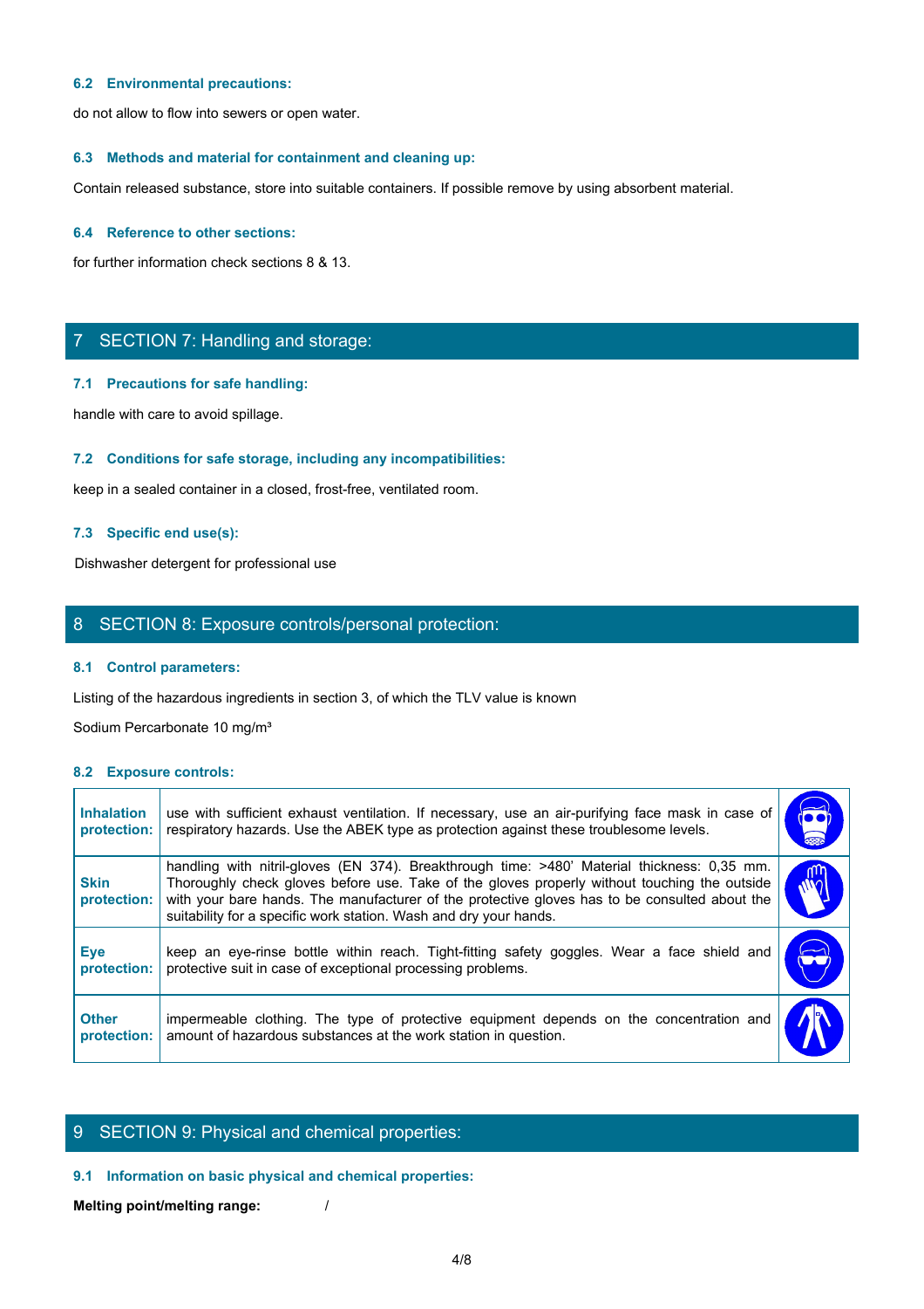### 6.2 Environmental precautions:

do not allow to flow into sewers or open water.

### 6.3 Methods and material for containment and cleaning up:

Contain released substance, store into suitable containers. If possible remove by using absorbent material.

### 6.4 Reference to other sections:

for further information check sections 8 & 13.

## 7 SECTION 7: Handling and storage:

### 7.1 Precautions for safe handling:

handle with care to avoid spillage.

### 7.2 Conditions for safe storage, including any incompatibilities:

keep in a sealed container in a closed, frost-free, ventilated room.

### 7.3 Specific end use(s):

Dishwasher detergent for professional use

## 8 SECTION 8: Exposure controls/personal protection:

### 8.1 Control parameters:

Listing of the hazardous ingredients in section 3, of which the TLV value is known

Sodium Percarbonate 10 mg/m³

### 8.2 Exposure controls:

| | |
|---|---|
| **Inhalation protection:** | use with sufficient exhaust ventilation. If necessary, use an air-purifying face mask in case of respiratory hazards. Use the ABEK type as protection against these troublesome levels. |
| **Skin protection:** | handling with nitril-gloves (EN 374). Breakthrough time: >480' Material thickness: 0,35 mm. Thoroughly check gloves before use. Take of the gloves properly without touching the outside with your bare hands. The manufacturer of the protective gloves has to be consulted about the suitability for a specific work station. Wash and dry your hands. |
| **Eye protection:** | keep an eye-rinse bottle within reach. Tight-fitting safety goggles. Wear a face shield and protective suit in case of exceptional processing problems. |
| **Other protection:** | impermeable clothing. The type of protective equipment depends on the concentration and amount of hazardous substances at the work station in question. |

## 9 SECTION 9: Physical and chemical properties:

### 9.1 Information on basic physical and chemical properties:

**Melting point/melting range:** /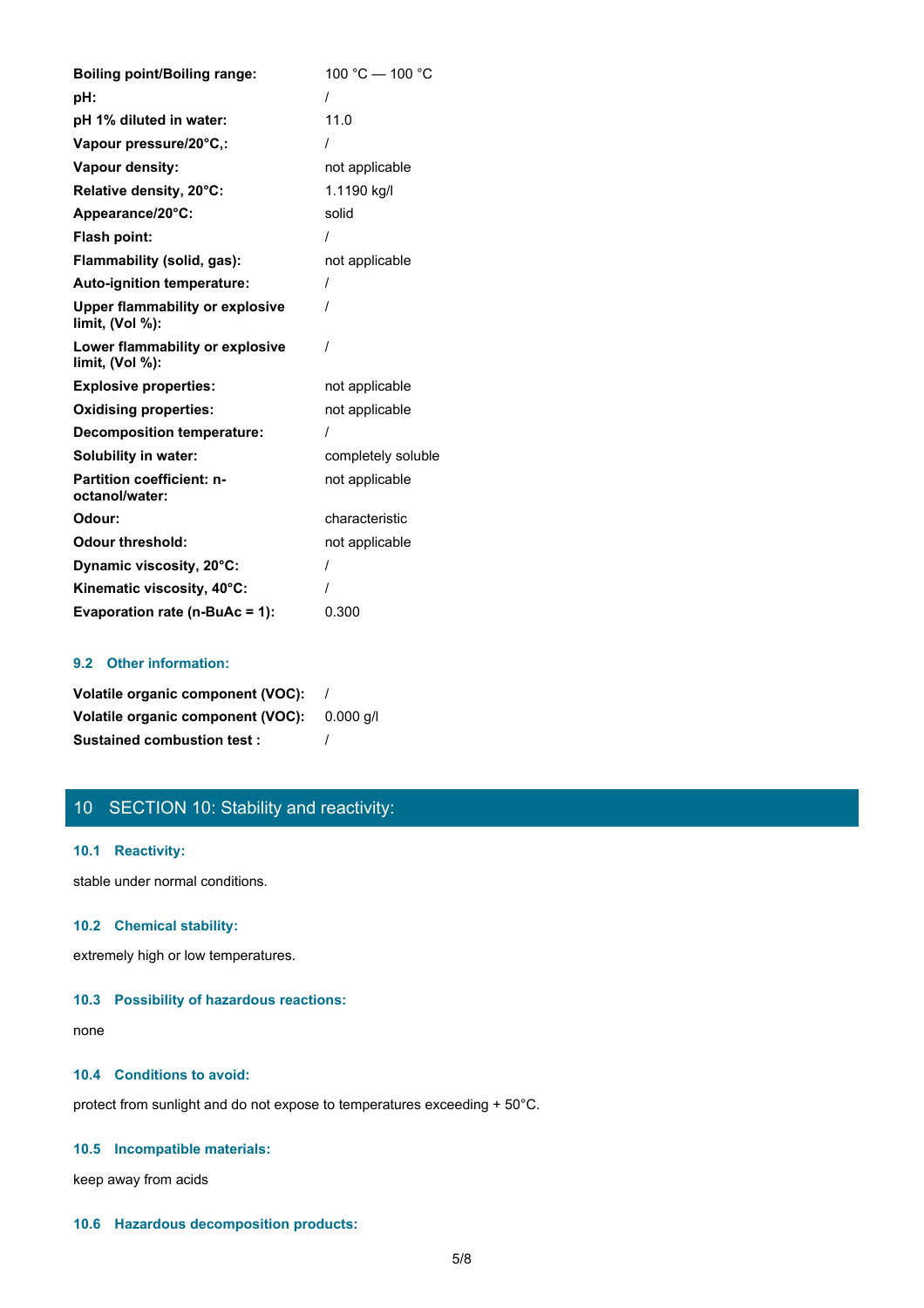| | |
|---|---|
| **Boiling point/Boiling range:** | 100 °C — 100 °C |
| **pH:** | / |
| **pH 1% diluted in water:** | 11.0 |
| **Vapour pressure/20°C,:** | / |
| **Vapour density:** | not applicable |
| **Relative density, 20°C:** | 1.1190 kg/l |
| **Appearance/20°C:** | solid |
| **Flash point:** | / |
| **Flammability (solid, gas):** | not applicable |
| **Auto-ignition temperature:** | / |
| **Upper flammability or explosive limit, (Vol %):** | / |
| **Lower flammability or explosive limit, (Vol %):** | / |
| **Explosive properties:** | not applicable |
| **Oxidising properties:** | not applicable |
| **Decomposition temperature:** | / |
| **Solubility in water:** | completely soluble |
| **Partition coefficient: n-octanol/water:** | not applicable |
| **Odour:** | characteristic |
| **Odour threshold:** | not applicable |
| **Dynamic viscosity, 20°C:** | / |
| **Kinematic viscosity, 40°C:** | / |
| **Evaporation rate (n-BuAc = 1):** | 0.300 |

### 9.2 Other information:

| | |
|---|---|
| **Volatile organic component (VOC):** | / |
| **Volatile organic component (VOC):** | 0.000 g/l |
| **Sustained combustion test :** | / |

## 10 SECTION 10: Stability and reactivity:

### 10.1 Reactivity:

stable under normal conditions.

### 10.2 Chemical stability:

extremely high or low temperatures.

### 10.3 Possibility of hazardous reactions:

none

### 10.4 Conditions to avoid:

protect from sunlight and do not expose to temperatures exceeding + 50°C.

### 10.5 Incompatible materials:

keep away from acids

### 10.6 Hazardous decomposition products: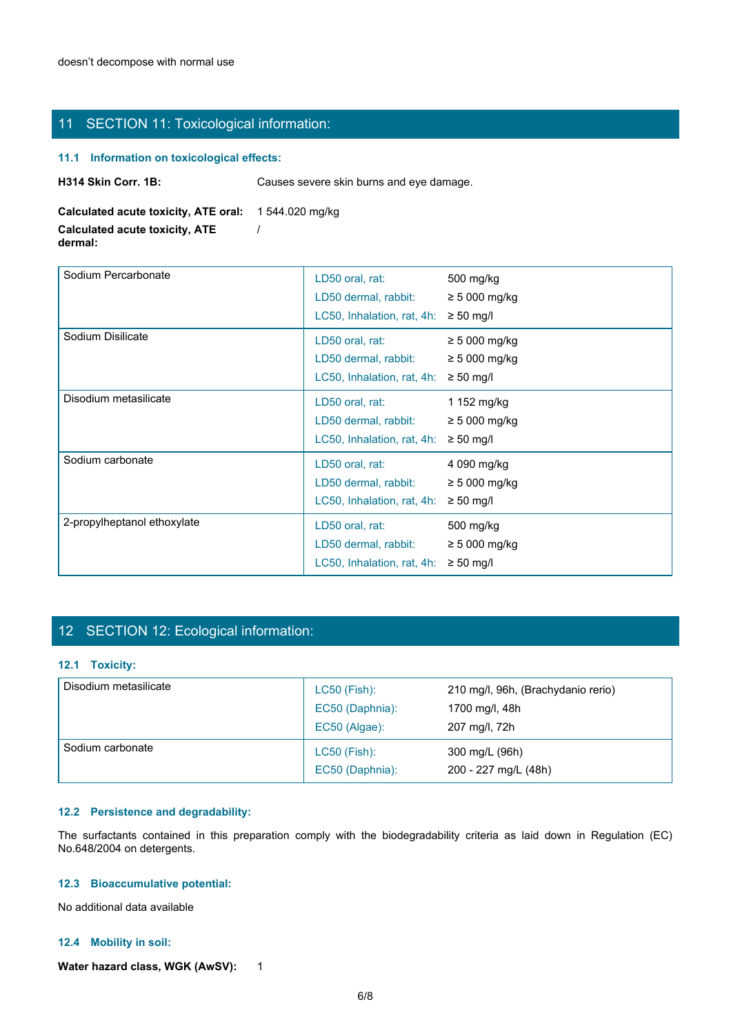doesn't decompose with normal use

## 11 SECTION 11: Toxicological information:

### 11.1 Information on toxicological effects:

**H314 Skin Corr. 1B:** Causes severe skin burns and eye damage.

**Calculated acute toxicity, ATE oral:** 1 544.020 mg/kg

**Calculated acute toxicity, ATE dermal:** /

| Substance | Test | Value |
|---|---|---|
| Sodium Percarbonate | LD50 oral, rat: | 500 mg/kg |
| | LD50 dermal, rabbit: | ≥ 5 000 mg/kg |
| | LC50, Inhalation, rat, 4h: | ≥ 50 mg/l |
| Sodium Disilicate | LD50 oral, rat: | ≥ 5 000 mg/kg |
| | LD50 dermal, rabbit: | ≥ 5 000 mg/kg |
| | LC50, Inhalation, rat, 4h: | ≥ 50 mg/l |
| Disodium metasilicate | LD50 oral, rat: | 1 152 mg/kg |
| | LD50 dermal, rabbit: | ≥ 5 000 mg/kg |
| | LC50, Inhalation, rat, 4h: | ≥ 50 mg/l |
| Sodium carbonate | LD50 oral, rat: | 4 090 mg/kg |
| | LD50 dermal, rabbit: | ≥ 5 000 mg/kg |
| | LC50, Inhalation, rat, 4h: | ≥ 50 mg/l |
| 2-propylheptanol ethoxylate | LD50 oral, rat: | 500 mg/kg |
| | LD50 dermal, rabbit: | ≥ 5 000 mg/kg |
| | LC50, Inhalation, rat, 4h: | ≥ 50 mg/l |

## 12 SECTION 12: Ecological information:

### 12.1 Toxicity:

| Substance | Test | Value |
|---|---|---|
| Disodium metasilicate | LC50 (Fish): | 210 mg/l, 96h, (Brachydanio rerio) |
| | EC50 (Daphnia): | 1700 mg/l, 48h |
| | EC50 (Algae): | 207 mg/l, 72h |
| Sodium carbonate | LC50 (Fish): | 300 mg/L (96h) |
| | EC50 (Daphnia): | 200 - 227 mg/L (48h) |

### 12.2 Persistence and degradability:

The surfactants contained in this preparation comply with the biodegradability criteria as laid down in Regulation (EC) No.648/2004 on detergents.

### 12.3 Bioaccumulative potential:

No additional data available

### 12.4 Mobility in soil:

**Water hazard class, WGK (AwSV):** 1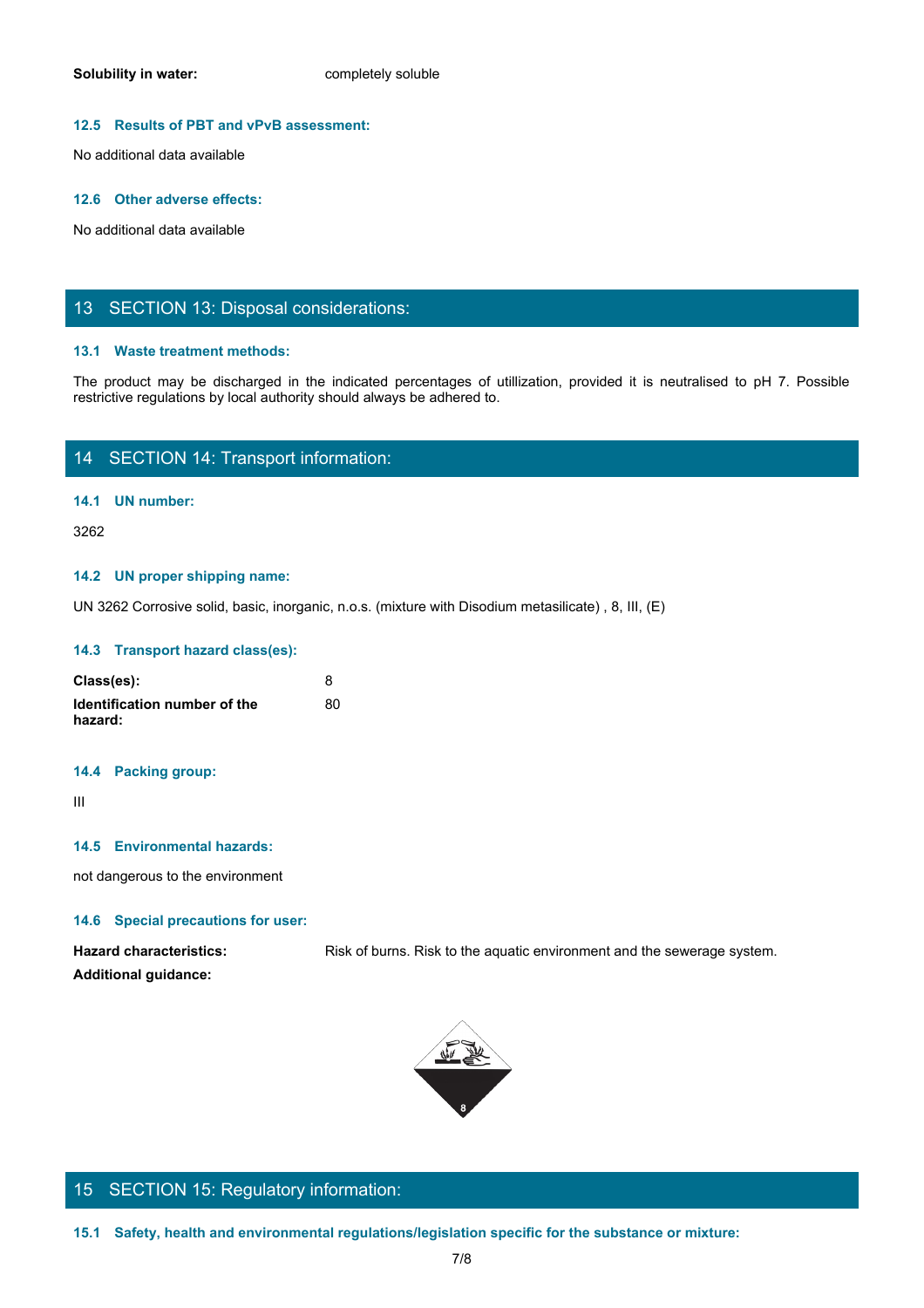**Solubility in water:** completely soluble

### 12.5 Results of PBT and vPvB assessment:

No additional data available

### 12.6 Other adverse effects:

No additional data available

## 13 SECTION 13: Disposal considerations:

### 13.1 Waste treatment methods:

The product may be discharged in the indicated percentages of utillization, provided it is neutralised to pH 7. Possible restrictive regulations by local authority should always be adhered to.

## 14 SECTION 14: Transport information:

### 14.1 UN number:

3262

### 14.2 UN proper shipping name:

UN 3262 Corrosive solid, basic, inorganic, n.o.s. (mixture with Disodium metasilicate) , 8, III, (E)

### 14.3 Transport hazard class(es):

**Class(es):** 8

**Identification number of the hazard:** 80

### 14.4 Packing group:

III

### 14.5 Environmental hazards:

not dangerous to the environment

### 14.6 Special precautions for user:

**Hazard characteristics:** Risk of burns. Risk to the aquatic environment and the sewerage system.

**Additional guidance:**

## 15 SECTION 15: Regulatory information:

### 15.1 Safety, health and environmental regulations/legislation specific for the substance or mixture: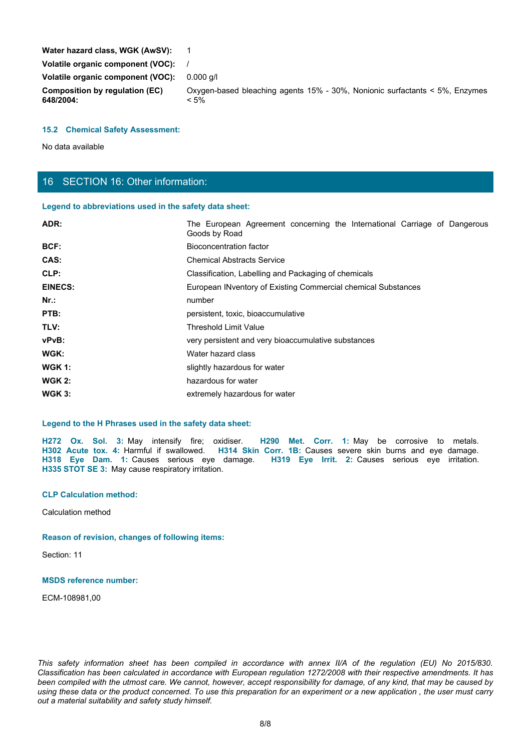| | |
|---|---|
| **Water hazard class, WGK (AwSV):** | 1 |
| **Volatile organic component (VOC):** | / |
| **Volatile organic component (VOC):** | 0.000 g/l |
| **Composition by regulation (EC) 648/2004:** | Oxygen-based bleaching agents 15% - 30%, Nonionic surfactants < 5%, Enzymes < 5% |

### 15.2 Chemical Safety Assessment:

No data available

## 16 SECTION 16: Other information:

### Legend to abbreviations used in the safety data sheet:

| | |
|---|---|
| **ADR:** | The European Agreement concerning the International Carriage of Dangerous Goods by Road |
| **BCF:** | Bioconcentration factor |
| **CAS:** | Chemical Abstracts Service |
| **CLP:** | Classification, Labelling and Packaging of chemicals |
| **EINECS:** | European INventory of Existing Commercial chemical Substances |
| **Nr.:** | number |
| **PTB:** | persistent, toxic, bioaccumulative |
| **TLV:** | Threshold Limit Value |
| **vPvB:** | very persistent and very bioaccumulative substances |
| **WGK:** | Water hazard class |
| **WGK 1:** | slightly hazardous for water |
| **WGK 2:** | hazardous for water |
| **WGK 3:** | extremely hazardous for water |

### Legend to the H Phrases used in the safety data sheet:

**H272 Ox. Sol. 3:** May intensify fire; oxidiser. **H290 Met. Corr. 1:** May be corrosive to metals. **H302 Acute tox. 4:** Harmful if swallowed. **H314 Skin Corr. 1B:** Causes severe skin burns and eye damage. **H318 Eye Dam. 1:** Causes serious eye damage. **H319 Eye Irrit. 2:** Causes serious eye irritation. **H335 STOT SE 3:** May cause respiratory irritation.

### CLP Calculation method:

Calculation method

### Reason of revision, changes of following items:

Section: 11

### MSDS reference number:

ECM-108981,00

*This safety information sheet has been compiled in accordance with annex II/A of the regulation (EU) No 2015/830. Classification has been calculated in accordance with European regulation 1272/2008 with their respective amendments. It has been compiled with the utmost care. We cannot, however, accept responsibility for damage, of any kind, that may be caused by using these data or the product concerned. To use this preparation for an experiment or a new application , the user must carry out a material suitability and safety study himself.*